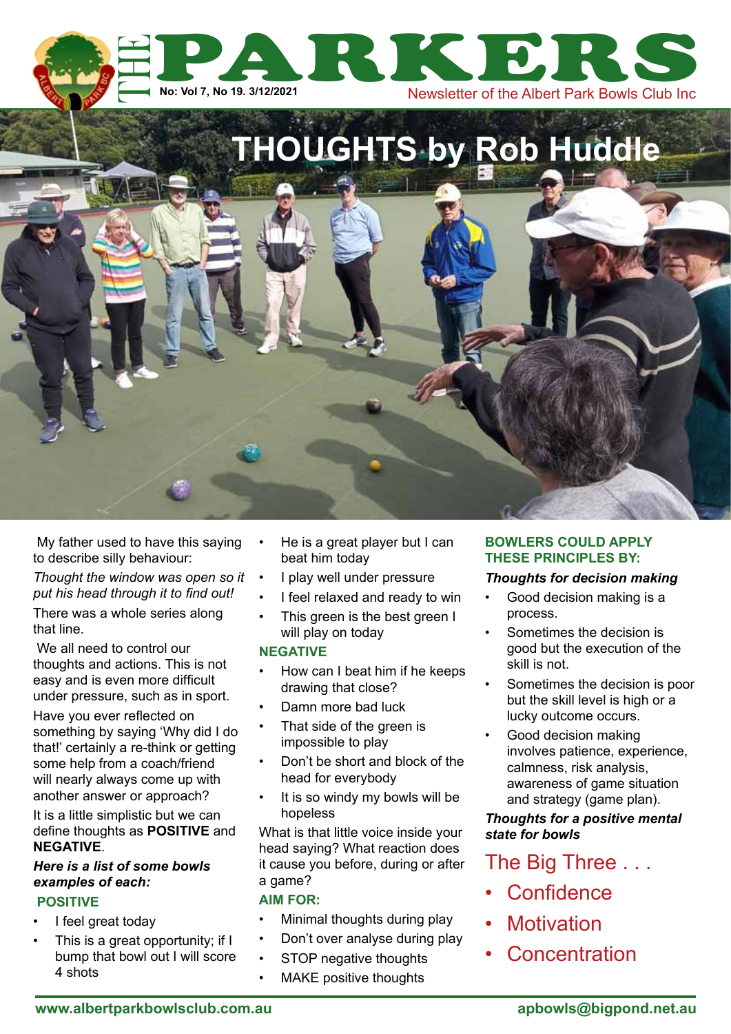# THE PARKERS

No: Vol 7, No 19. 3/12/2021

Newsletter of the Albert Park Bowls Club Inc

## THOUGHTS by Rob Huddle

My father used to have this saying to describe silly behaviour:

*Thought the window was open so it put his head through it to find out!*

There was a whole series along that line.

We all need to control our thoughts and actions. This is not easy and is even more difficult under pressure, such as in sport.

Have you ever reflected on something by saying 'Why did I do that!' certainly a re-think or getting some help from a coach/friend will nearly always come up with another answer or approach?

It is a little simplistic but we can define thoughts as **POSITIVE** and **NEGATIVE**.

***Here is a list of some bowls examples of each:***

### POSITIVE

- I feel great today
- This is a great opportunity; if I bump that bowl out I will score 4 shots
- He is a great player but I can beat him today
- I play well under pressure
- I feel relaxed and ready to win
- This green is the best green I will play on today

### NEGATIVE

- How can I beat him if he keeps drawing that close?
- Damn more bad luck
- That side of the green is impossible to play
- Don't be short and block of the head for everybody
- It is so windy my bowls will be hopeless

What is that little voice inside your head saying? What reaction does it cause you before, during or after a game?

### AIM FOR:

- Minimal thoughts during play
- Don't over analyse during play
- STOP negative thoughts
- MAKE positive thoughts

### BOWLERS COULD APPLY THESE PRINCIPLES BY:

***Thoughts for decision making***

- Good decision making is a process.
- Sometimes the decision is good but the execution of the skill is not.
- Sometimes the decision is poor but the skill level is high or a lucky outcome occurs.
- Good decision making involves patience, experience, calmness, risk analysis, awareness of game situation and strategy (game plan).

***Thoughts for a positive mental state for bowls***

The Big Three . . .

- Confidence
- Motivation
- Concentration

www.albertparkbowlsclub.com.au apbowls@bigpond.net.au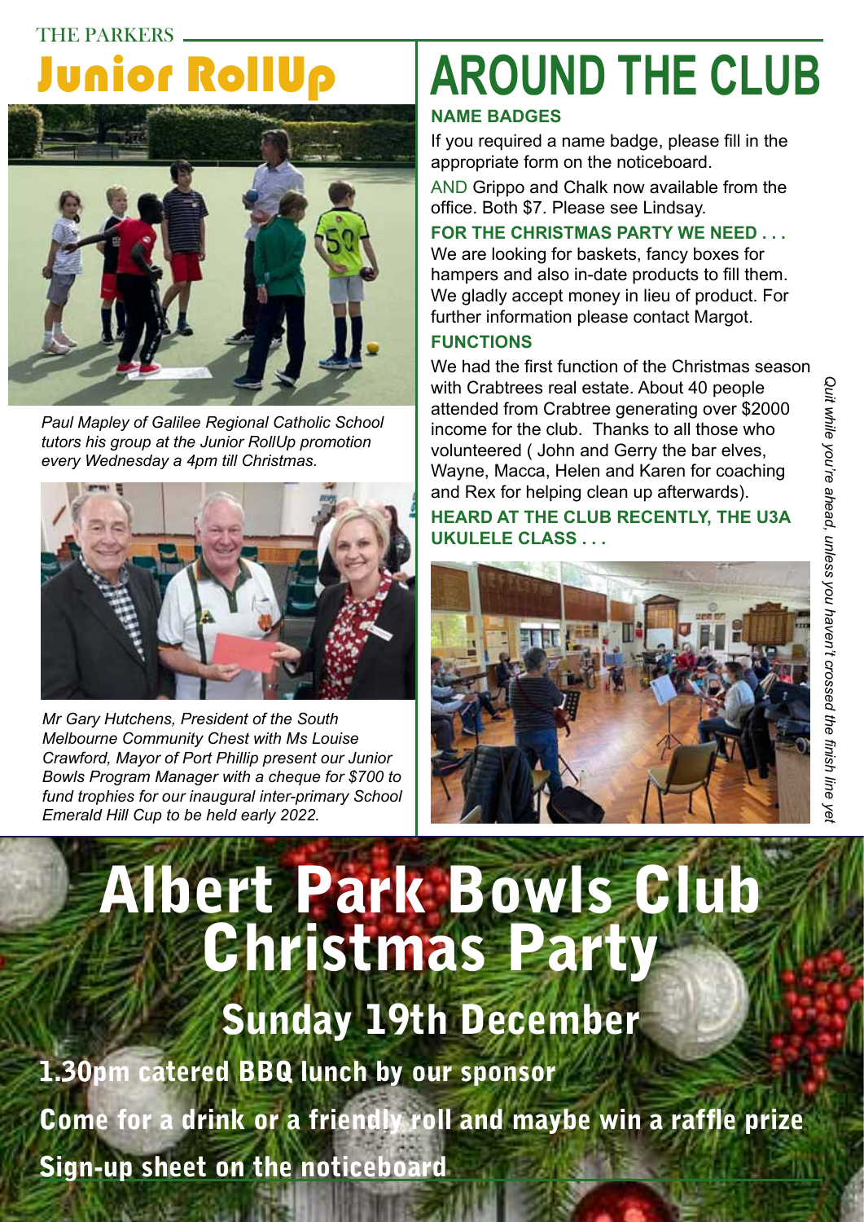THE PARKERS

# Junior RollUp

*Paul Mapley of Galilee Regional Catholic School tutors his group at the Junior RollUp promotion every Wednesday a 4pm till Christmas.*

*Mr Gary Hutchens, President of the South Melbourne Community Chest with Ms Louise Crawford, Mayor of Port Phillip present our Junior Bowls Program Manager with a cheque for $700 to fund trophies for our inaugural inter-primary School Emerald Hill Cup to be held early 2022.*

# AROUND THE CLUB

### NAME BADGES

If you required a name badge, please fill in the appropriate form on the noticeboard.

AND Grippo and Chalk now available from the office. Both $7. Please see Lindsay.

### FOR THE CHRISTMAS PARTY WE NEED . . .

We are looking for baskets, fancy boxes for hampers and also in-date products to fill them. We gladly accept money in lieu of product. For further information please contact Margot.

### FUNCTIONS

We had the first function of the Christmas season with Crabtrees real estate. About 40 people attended from Crabtree generating over $2000 income for the club. Thanks to all those who volunteered ( John and Gerry the bar elves, Wayne, Macca, Helen and Karen for coaching and Rex for helping clean up afterwards).

### HEARD AT THE CLUB RECENTLY, THE U3A UKULELE CLASS . . .

*Quit while you're ahead, unless you haven't crossed the finish line yet*

# Albert Park Bowls Club Christmas Party

## Sunday 19th December

**1.30pm catered BBQ lunch by our sponsor**

**Come for a drink or a friendly roll and maybe win a raffle prize**

**Sign-up sheet on the noticeboard**